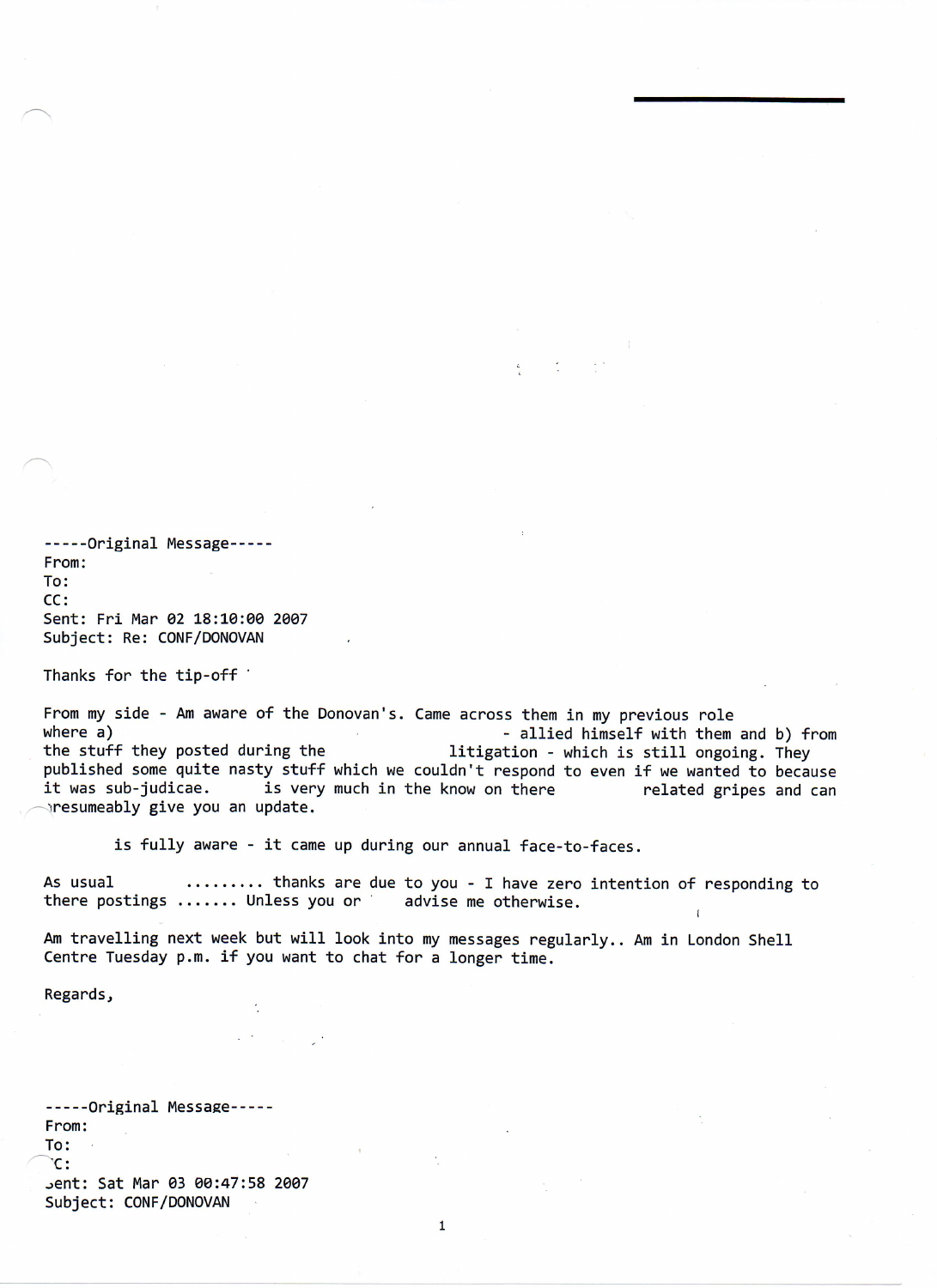-----Original Message-----
From:
To:
CC:
Sent: Fri Mar 02 18:10:00 2007
Subject: Re: CONF/DONOVAN

Thanks for the tip-off

From my side - Am aware of the Donovan's. Came across them in my previous role where a) - allied himself with them and b) from the stuff they posted during the litigation - which is still ongoing. They published some quite nasty stuff which we couldn't respond to even if we wanted to because it was sub-judicae. is very much in the know on there related gripes and can presumeably give you an update.

is fully aware - it came up during our annual face-to-faces.

As usual ........ thanks are due to you - I have zero intention of responding to there postings ....... Unless you or advise me otherwise.

Am travelling next week but will look into my messages regularly.. Am in London Shell Centre Tuesday p.m. if you want to chat for a longer time.

Regards,

-----Original Message-----
From:
To:
CC:
Sent: Sat Mar 03 00:47:58 2007
Subject: CONF/DONOVAN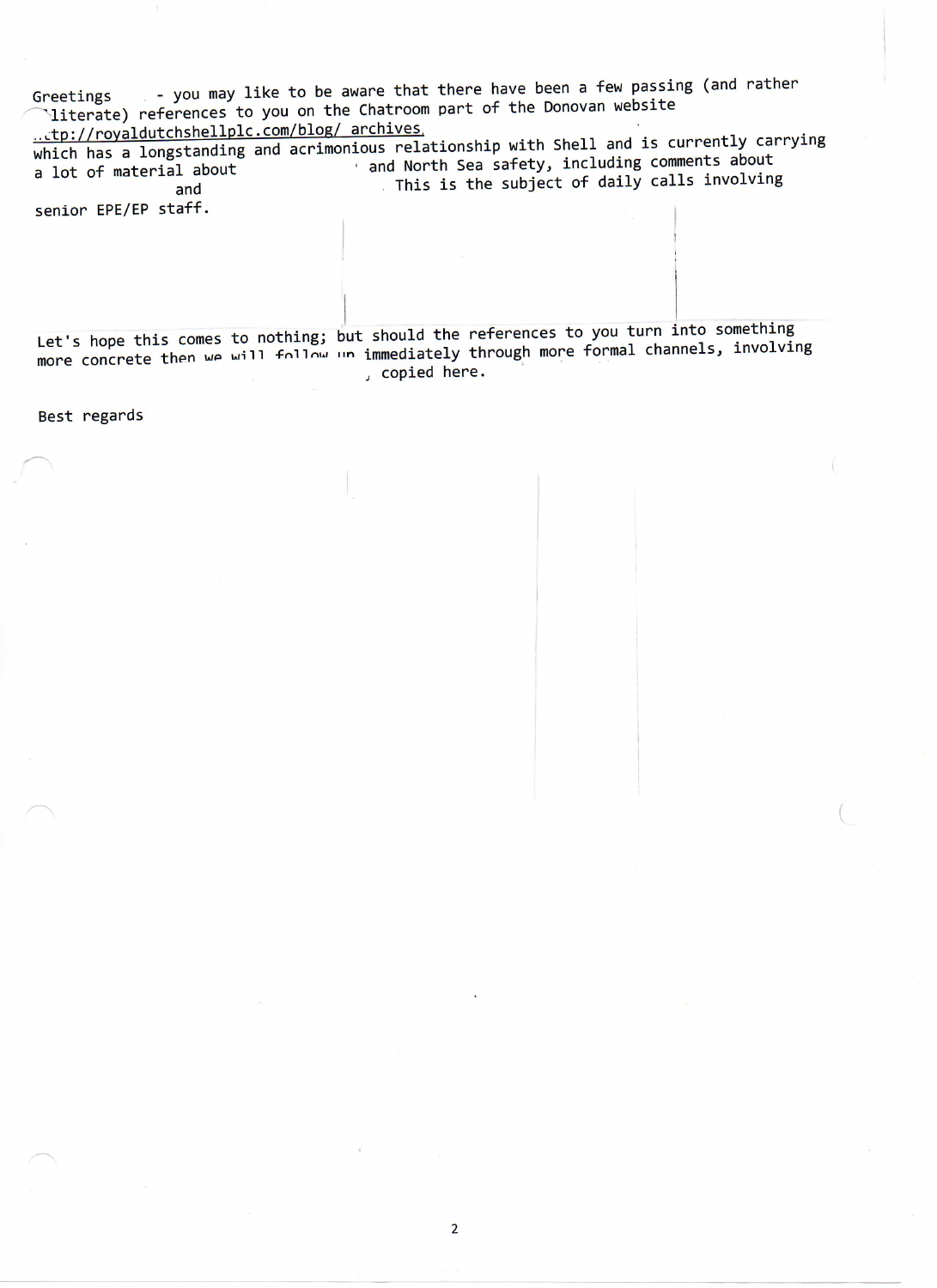Greetings - you may like to be aware that there have been a few passing (and rather ˋliterate) references to you on the Chatroom part of the Donovan website ..ctp://royaldutchshellplc.com/blog/ archives. which has a longstanding and acrimonious relationship with Shell and is currently carrying a lot of material about and North Sea safety, including comments about and . This is the subject of daily calls involving senior EPE/EP staff.

Let's hope this comes to nothing; but should the references to you turn into something more concrete then we will follow up immediately through more formal channels, involving , copied here.

Best regards